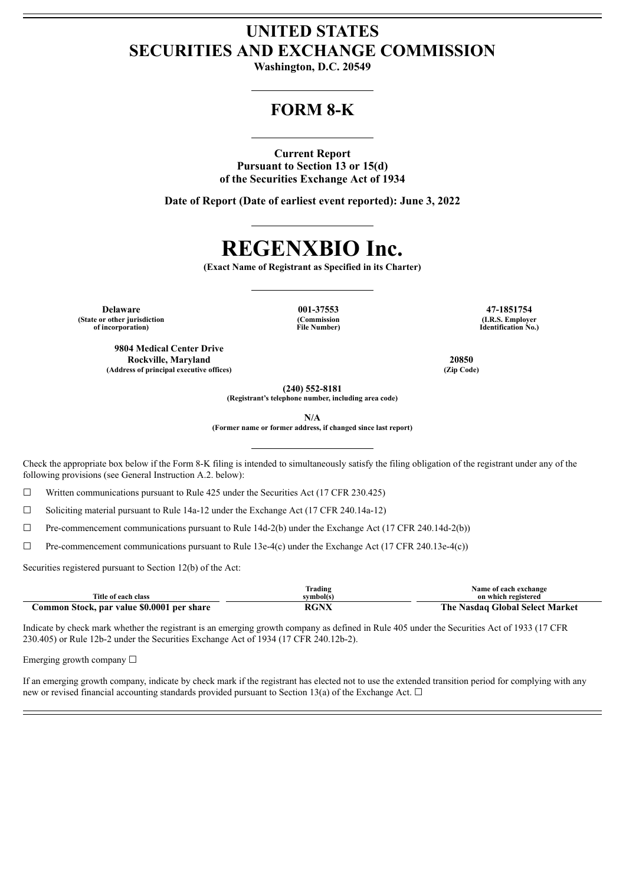# UNITED STATES
# SECURITIES AND EXCHANGE COMMISSION

**Washington, D.C. 20549**

## FORM 8-K

**Current Report**
**Pursuant to Section 13 or 15(d)**
**of the Securities Exchange Act of 1934**

**Date of Report (Date of earliest event reported): June 3, 2022**

# REGENXBIO Inc.

**(Exact Name of Registrant as Specified in its Charter)**

| **Delaware** | **001-37553** | **47-1851754** |
|---|---|---|
| **(State or other jurisdiction of incorporation)** | **(Commission File Number)** | **(I.R.S. Employer Identification No.)** |

| **9804 Medical Center Drive Rockville, Maryland** | **20850** |
|---|---|
| **(Address of principal executive offices)** | **(Zip Code)** |

**(240) 552-8181**
**(Registrant's telephone number, including area code)**

**N/A**
**(Former name or former address, if changed since last report)**

Check the appropriate box below if the Form 8-K filing is intended to simultaneously satisfy the filing obligation of the registrant under any of the following provisions (see General Instruction A.2. below):

☐ Written communications pursuant to Rule 425 under the Securities Act (17 CFR 230.425)

☐ Soliciting material pursuant to Rule 14a-12 under the Exchange Act (17 CFR 240.14a-12)

☐ Pre-commencement communications pursuant to Rule 14d-2(b) under the Exchange Act (17 CFR 240.14d-2(b))

☐ Pre-commencement communications pursuant to Rule 13e-4(c) under the Exchange Act (17 CFR 240.13e-4(c))

Securities registered pursuant to Section 12(b) of the Act:

| Title of each class | Trading symbol(s) | Name of each exchange on which registered |
|---|---|---|
| **Common Stock, par value $0.0001 per share** | **RGNX** | **The Nasdaq Global Select Market** |

Indicate by check mark whether the registrant is an emerging growth company as defined in Rule 405 under the Securities Act of 1933 (17 CFR 230.405) or Rule 12b-2 under the Securities Exchange Act of 1934 (17 CFR 240.12b-2).

Emerging growth company ☐

If an emerging growth company, indicate by check mark if the registrant has elected not to use the extended transition period for complying with any new or revised financial accounting standards provided pursuant to Section 13(a) of the Exchange Act. ☐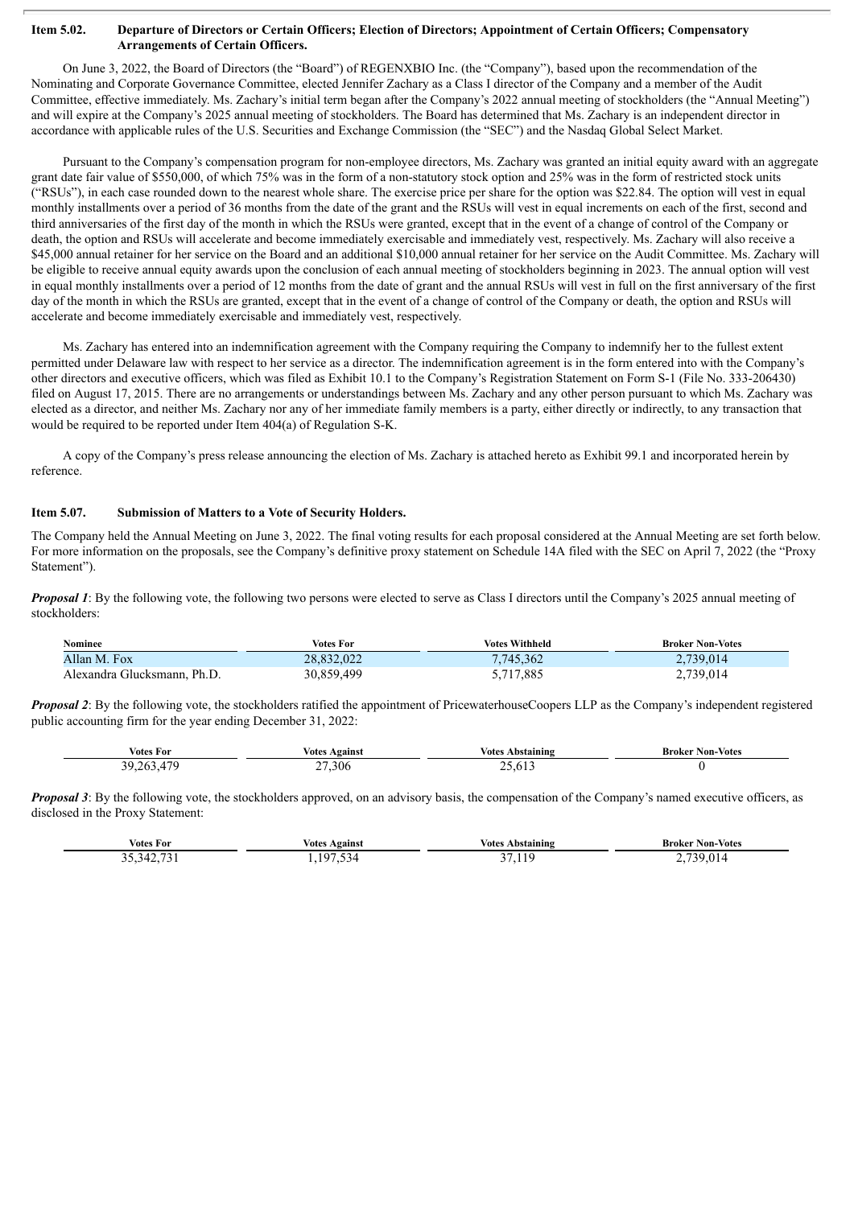**Item 5.02. Departure of Directors or Certain Officers; Election of Directors; Appointment of Certain Officers; Compensatory Arrangements of Certain Officers.**

On June 3, 2022, the Board of Directors (the "Board") of REGENXBIO Inc. (the "Company"), based upon the recommendation of the Nominating and Corporate Governance Committee, elected Jennifer Zachary as a Class I director of the Company and a member of the Audit Committee, effective immediately. Ms. Zachary's initial term began after the Company's 2022 annual meeting of stockholders (the "Annual Meeting") and will expire at the Company's 2025 annual meeting of stockholders. The Board has determined that Ms. Zachary is an independent director in accordance with applicable rules of the U.S. Securities and Exchange Commission (the "SEC") and the Nasdaq Global Select Market.

Pursuant to the Company's compensation program for non-employee directors, Ms. Zachary was granted an initial equity award with an aggregate grant date fair value of $550,000, of which 75% was in the form of a non-statutory stock option and 25% was in the form of restricted stock units ("RSUs"), in each case rounded down to the nearest whole share. The exercise price per share for the option was $22.84. The option will vest in equal monthly installments over a period of 36 months from the date of the grant and the RSUs will vest in equal increments on each of the first, second and third anniversaries of the first day of the month in which the RSUs were granted, except that in the event of a change of control of the Company or death, the option and RSUs will accelerate and become immediately exercisable and immediately vest, respectively. Ms. Zachary will also receive a $45,000 annual retainer for her service on the Board and an additional $10,000 annual retainer for her service on the Audit Committee. Ms. Zachary will be eligible to receive annual equity awards upon the conclusion of each annual meeting of stockholders beginning in 2023. The annual option will vest in equal monthly installments over a period of 12 months from the date of grant and the annual RSUs will vest in full on the first anniversary of the first day of the month in which the RSUs are granted, except that in the event of a change of control of the Company or death, the option and RSUs will accelerate and become immediately exercisable and immediately vest, respectively.

Ms. Zachary has entered into an indemnification agreement with the Company requiring the Company to indemnify her to the fullest extent permitted under Delaware law with respect to her service as a director. The indemnification agreement is in the form entered into with the Company's other directors and executive officers, which was filed as Exhibit 10.1 to the Company's Registration Statement on Form S-1 (File No. 333-206430) filed on August 17, 2015. There are no arrangements or understandings between Ms. Zachary and any other person pursuant to which Ms. Zachary was elected as a director, and neither Ms. Zachary nor any of her immediate family members is a party, either directly or indirectly, to any transaction that would be required to be reported under Item 404(a) of Regulation S-K.

A copy of the Company's press release announcing the election of Ms. Zachary is attached hereto as Exhibit 99.1 and incorporated herein by reference.

**Item 5.07. Submission of Matters to a Vote of Security Holders.**

The Company held the Annual Meeting on June 3, 2022. The final voting results for each proposal considered at the Annual Meeting are set forth below. For more information on the proposals, see the Company's definitive proxy statement on Schedule 14A filed with the SEC on April 7, 2022 (the "Proxy Statement").

***Proposal 1***: By the following vote, the following two persons were elected to serve as Class I directors until the Company's 2025 annual meeting of stockholders:

| Nominee | Votes For | Votes Withheld | Broker Non-Votes |
|---|---|---|---|
| Allan M. Fox | 28,832,022 | 7,745,362 | 2,739,014 |
| Alexandra Glucksmann, Ph.D. | 30,859,499 | 5,717,885 | 2,739,014 |

***Proposal 2***: By the following vote, the stockholders ratified the appointment of PricewaterhouseCoopers LLP as the Company's independent registered public accounting firm for the year ending December 31, 2022:

| Votes For | Votes Against | Votes Abstaining | Broker Non-Votes |
|---|---|---|---|
| 39,263,479 | 27,306 | 25,613 | 0 |

***Proposal 3***: By the following vote, the stockholders approved, on an advisory basis, the compensation of the Company's named executive officers, as disclosed in the Proxy Statement:

| Votes For | Votes Against | Votes Abstaining | Broker Non-Votes |
|---|---|---|---|
| 35,342,731 | 1,197,534 | 37,119 | 2,739,014 |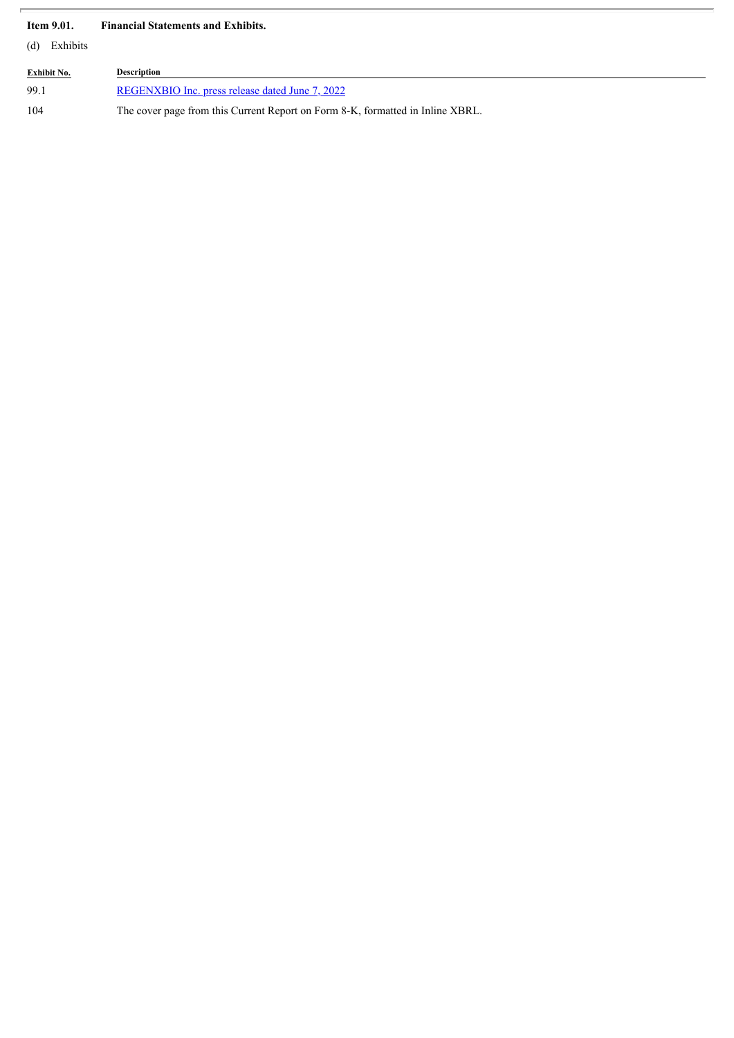**Item 9.01. Financial Statements and Exhibits.**

(d) Exhibits

| Exhibit No. | Description |
| --- | --- |
| 99.1 | REGENXBIO Inc. press release dated June 7, 2022 |
| 104 | The cover page from this Current Report on Form 8-K, formatted in Inline XBRL. |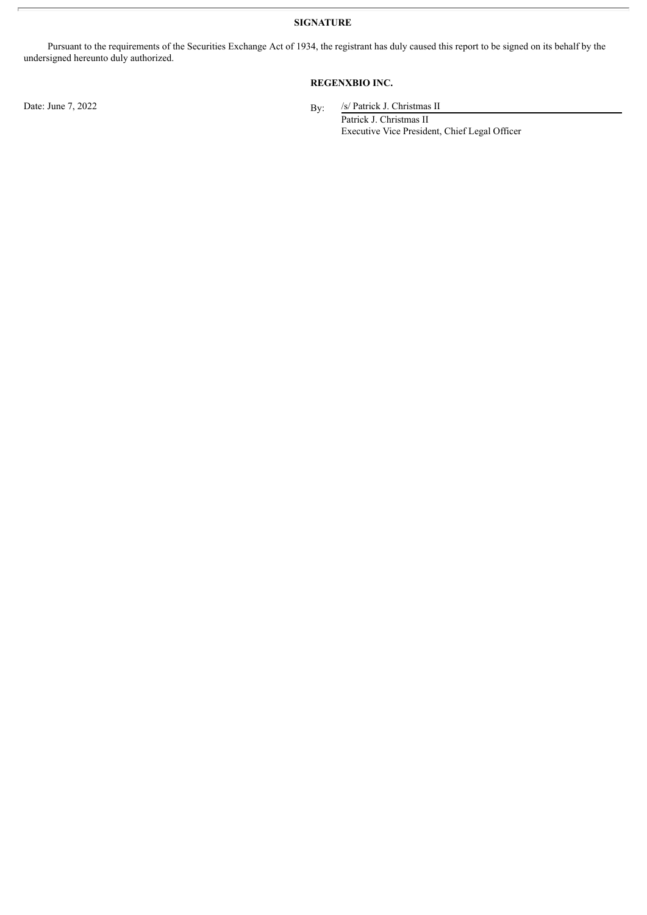## SIGNATURE

Pursuant to the requirements of the Securities Exchange Act of 1934, the registrant has duly caused this report to be signed on its behalf by the undersigned hereunto duly authorized.

**REGENXBIO INC.**

Date: June 7, 2022

By: /s/ Patrick J. Christmas II
Patrick J. Christmas II
Executive Vice President, Chief Legal Officer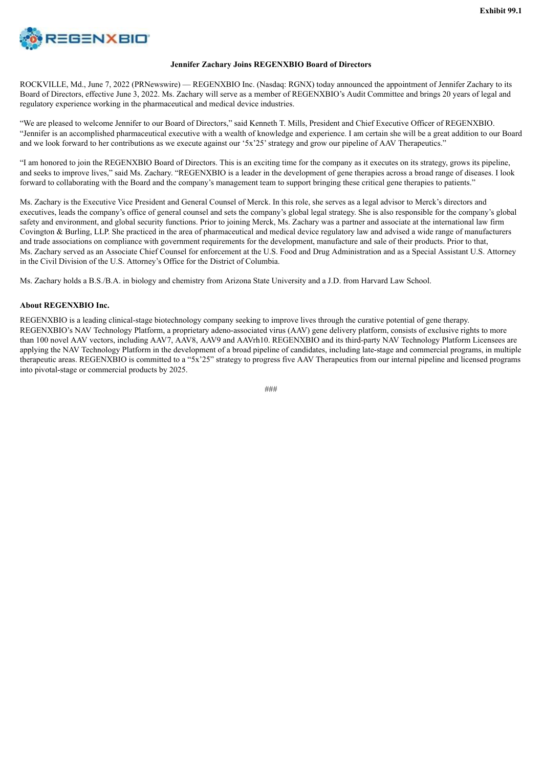Exhibit 99.1

**Jennifer Zachary Joins REGENXBIO Board of Directors**

ROCKVILLE, Md., June 7, 2022 (PRNewswire) — REGENXBIO Inc. (Nasdaq: RGNX) today announced the appointment of Jennifer Zachary to its Board of Directors, effective June 3, 2022. Ms. Zachary will serve as a member of REGENXBIO's Audit Committee and brings 20 years of legal and regulatory experience working in the pharmaceutical and medical device industries.

"We are pleased to welcome Jennifer to our Board of Directors," said Kenneth T. Mills, President and Chief Executive Officer of REGENXBIO. "Jennifer is an accomplished pharmaceutical executive with a wealth of knowledge and experience. I am certain she will be a great addition to our Board and we look forward to her contributions as we execute against our '5x'25' strategy and grow our pipeline of AAV Therapeutics."

"I am honored to join the REGENXBIO Board of Directors. This is an exciting time for the company as it executes on its strategy, grows its pipeline, and seeks to improve lives," said Ms. Zachary. "REGENXBIO is a leader in the development of gene therapies across a broad range of diseases. I look forward to collaborating with the Board and the company's management team to support bringing these critical gene therapies to patients."

Ms. Zachary is the Executive Vice President and General Counsel of Merck. In this role, she serves as a legal advisor to Merck's directors and executives, leads the company's office of general counsel and sets the company's global legal strategy. She is also responsible for the company's global safety and environment, and global security functions. Prior to joining Merck, Ms. Zachary was a partner and associate at the international law firm Covington & Burling, LLP. She practiced in the area of pharmaceutical and medical device regulatory law and advised a wide range of manufacturers and trade associations on compliance with government requirements for the development, manufacture and sale of their products. Prior to that, Ms. Zachary served as an Associate Chief Counsel for enforcement at the U.S. Food and Drug Administration and as a Special Assistant U.S. Attorney in the Civil Division of the U.S. Attorney's Office for the District of Columbia.

Ms. Zachary holds a B.S./B.A. in biology and chemistry from Arizona State University and a J.D. from Harvard Law School.

**About REGENXBIO Inc.**

REGENXBIO is a leading clinical-stage biotechnology company seeking to improve lives through the curative potential of gene therapy. REGENXBIO's NAV Technology Platform, a proprietary adeno-associated virus (AAV) gene delivery platform, consists of exclusive rights to more than 100 novel AAV vectors, including AAV7, AAV8, AAV9 and AAVrh10. REGENXBIO and its third-party NAV Technology Platform Licensees are applying the NAV Technology Platform in the development of a broad pipeline of candidates, including late-stage and commercial programs, in multiple therapeutic areas. REGENXBIO is committed to a "5x'25" strategy to progress five AAV Therapeutics from our internal pipeline and licensed programs into pivotal-stage or commercial products by 2025.

###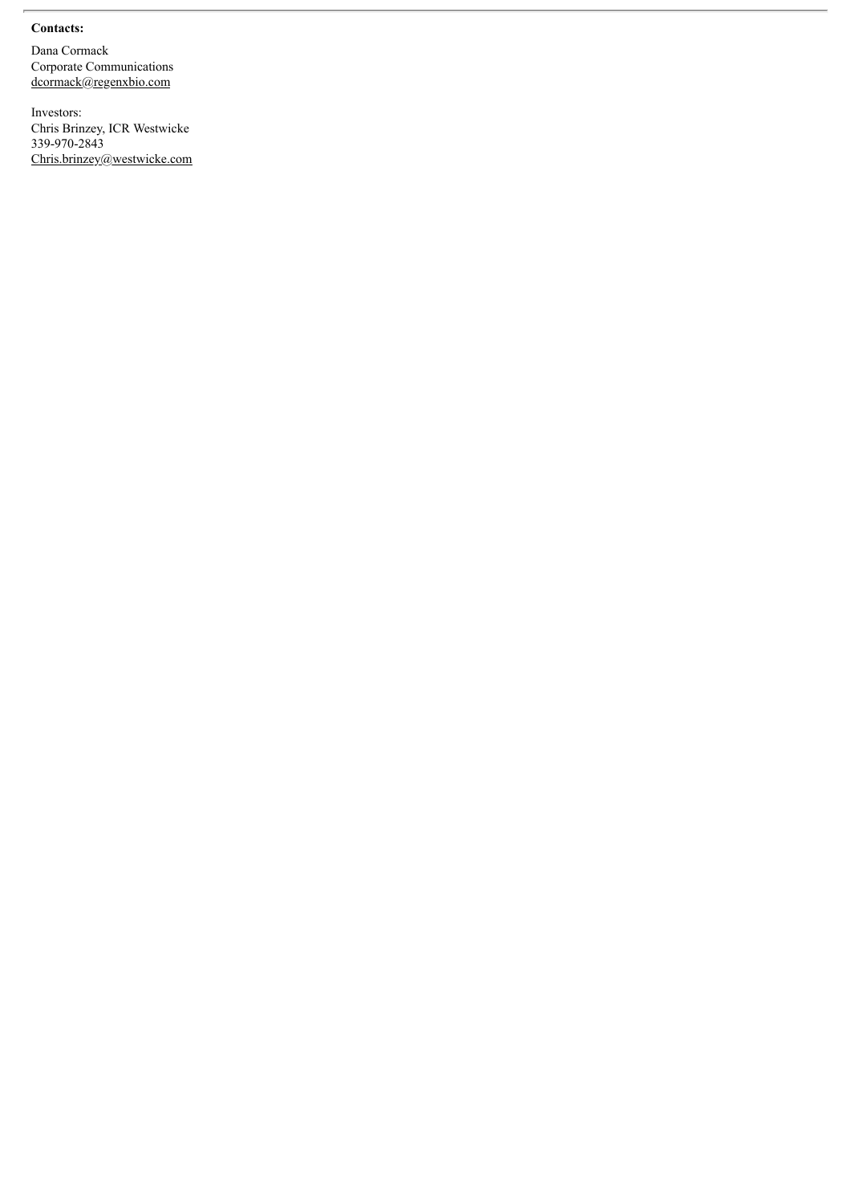**Contacts:**

Dana Cormack
Corporate Communications
dcormack@regenxbio.com

Investors:
Chris Brinzey, ICR Westwicke
339-970-2843
Chris.brinzey@westwicke.com